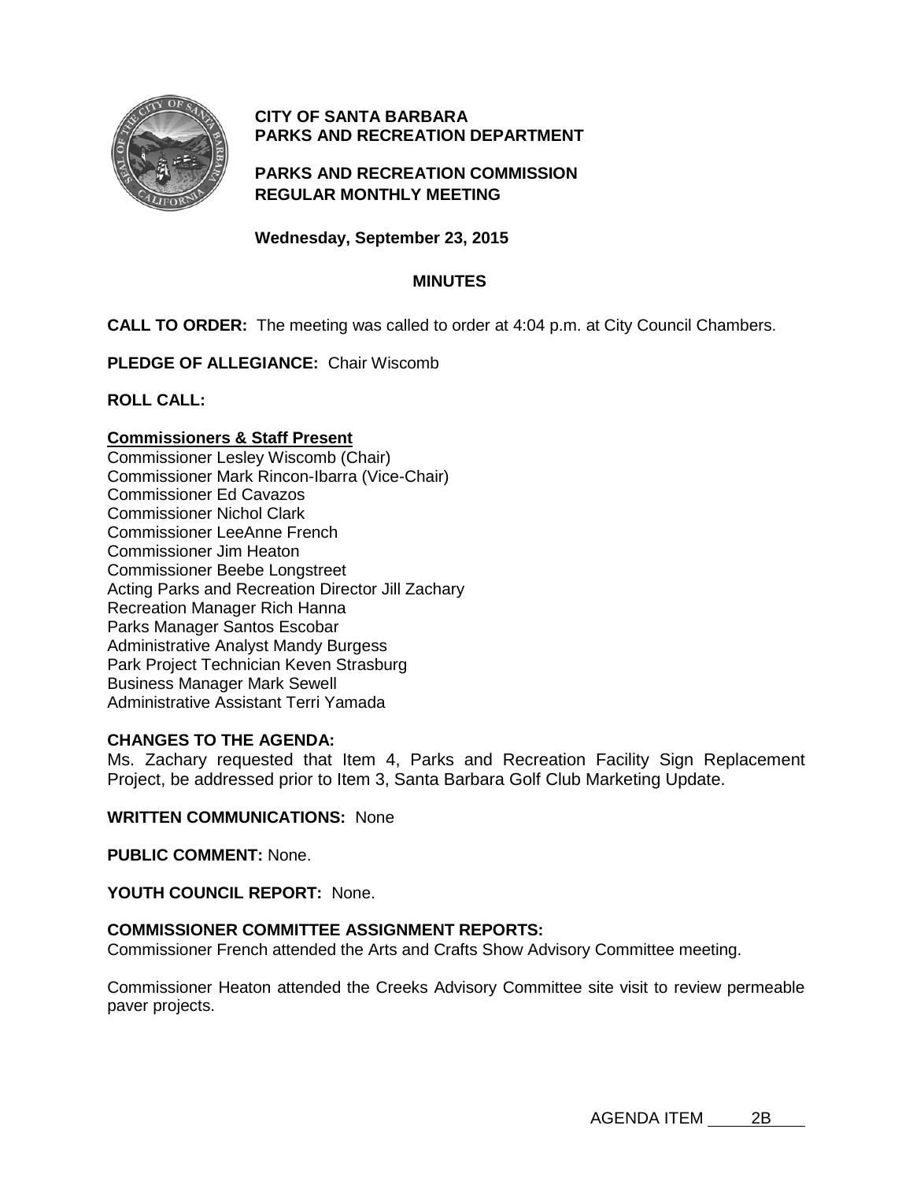**CITY OF SANTA BARBARA**
**PARKS AND RECREATION DEPARTMENT**

**PARKS AND RECREATION COMMISSION**
**REGULAR MONTHLY MEETING**

**Wednesday, September 23, 2015**

**MINUTES**

**CALL TO ORDER:** The meeting was called to order at 4:04 p.m. at City Council Chambers.

**PLEDGE OF ALLEGIANCE:** Chair Wiscomb

**ROLL CALL:**

**Commissioners & Staff Present**

Commissioner Lesley Wiscomb (Chair)
Commissioner Mark Rincon-Ibarra (Vice-Chair)
Commissioner Ed Cavazos
Commissioner Nichol Clark
Commissioner LeeAnne French
Commissioner Jim Heaton
Commissioner Beebe Longstreet
Acting Parks and Recreation Director Jill Zachary
Recreation Manager Rich Hanna
Parks Manager Santos Escobar
Administrative Analyst Mandy Burgess
Park Project Technician Keven Strasburg
Business Manager Mark Sewell
Administrative Assistant Terri Yamada

**CHANGES TO THE AGENDA:**
Ms. Zachary requested that Item 4, Parks and Recreation Facility Sign Replacement Project, be addressed prior to Item 3, Santa Barbara Golf Club Marketing Update.

**WRITTEN COMMUNICATIONS:** None

**PUBLIC COMMENT:** None.

**YOUTH COUNCIL REPORT:** None.

**COMMISSIONER COMMITTEE ASSIGNMENT REPORTS:**
Commissioner French attended the Arts and Crafts Show Advisory Committee meeting.

Commissioner Heaton attended the Creeks Advisory Committee site visit to review permeable paver projects.

AGENDA ITEM 2B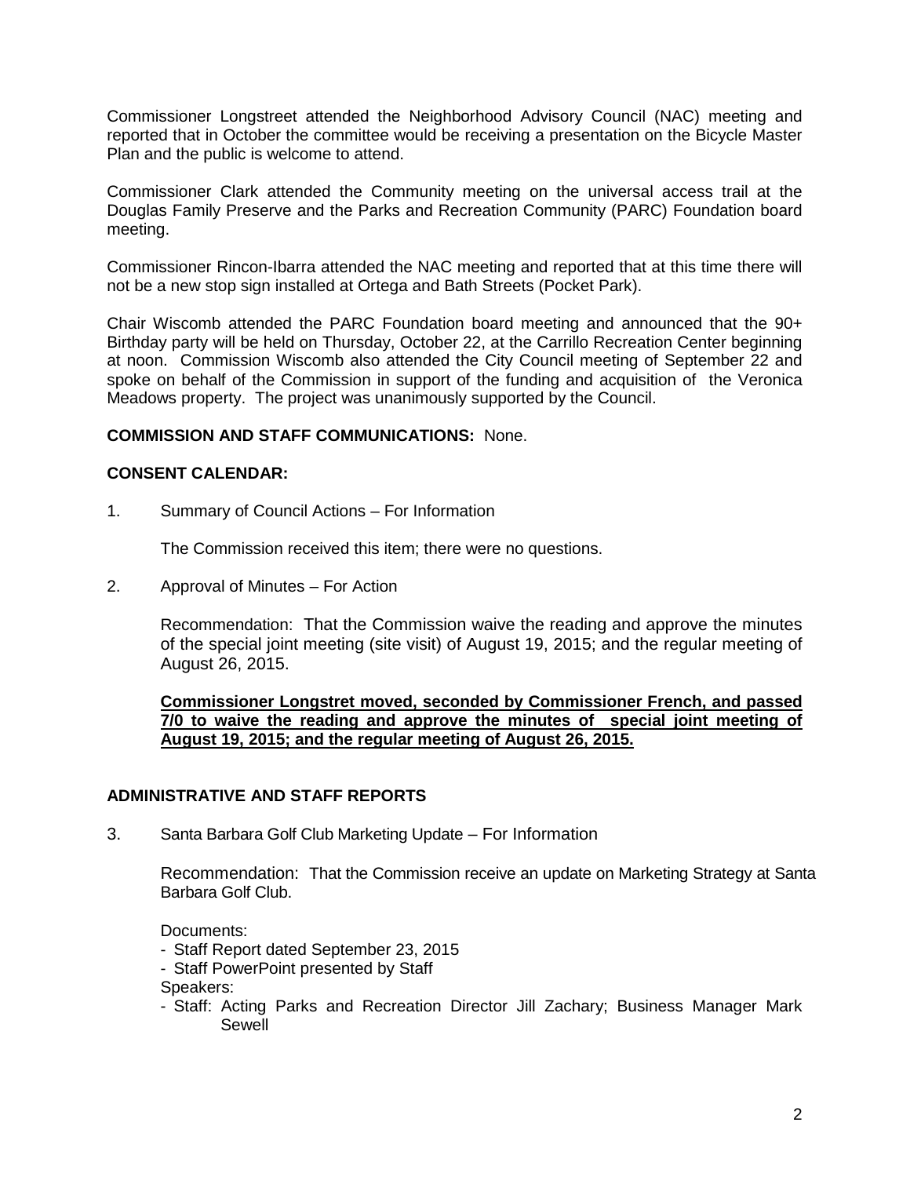Commissioner Longstreet attended the Neighborhood Advisory Council (NAC) meeting and reported that in October the committee would be receiving a presentation on the Bicycle Master Plan and the public is welcome to attend.

Commissioner Clark attended the Community meeting on the universal access trail at the Douglas Family Preserve and the Parks and Recreation Community (PARC) Foundation board meeting.

Commissioner Rincon-Ibarra attended the NAC meeting and reported that at this time there will not be a new stop sign installed at Ortega and Bath Streets (Pocket Park).

Chair Wiscomb attended the PARC Foundation board meeting and announced that the 90+ Birthday party will be held on Thursday, October 22, at the Carrillo Recreation Center beginning at noon. Commission Wiscomb also attended the City Council meeting of September 22 and spoke on behalf of the Commission in support of the funding and acquisition of the Veronica Meadows property. The project was unanimously supported by the Council.

**COMMISSION AND STAFF COMMUNICATIONS:** None.

**CONSENT CALENDAR:**

1. Summary of Council Actions – For Information

   The Commission received this item; there were no questions.

2. Approval of Minutes – For Action

   Recommendation: That the Commission waive the reading and approve the minutes of the special joint meeting (site visit) of August 19, 2015; and the regular meeting of August 26, 2015.

   **Commissioner Longstret moved, seconded by Commissioner French, and passed 7/0 to waive the reading and approve the minutes of special joint meeting of August 19, 2015; and the regular meeting of August 26, 2015.**

**ADMINISTRATIVE AND STAFF REPORTS**

3. Santa Barbara Golf Club Marketing Update – For Information

   Recommendation: That the Commission receive an update on Marketing Strategy at Santa Barbara Golf Club.

   Documents:
   - Staff Report dated September 23, 2015
   - Staff PowerPoint presented by Staff

   Speakers:
   - Staff: Acting Parks and Recreation Director Jill Zachary; Business Manager Mark Sewell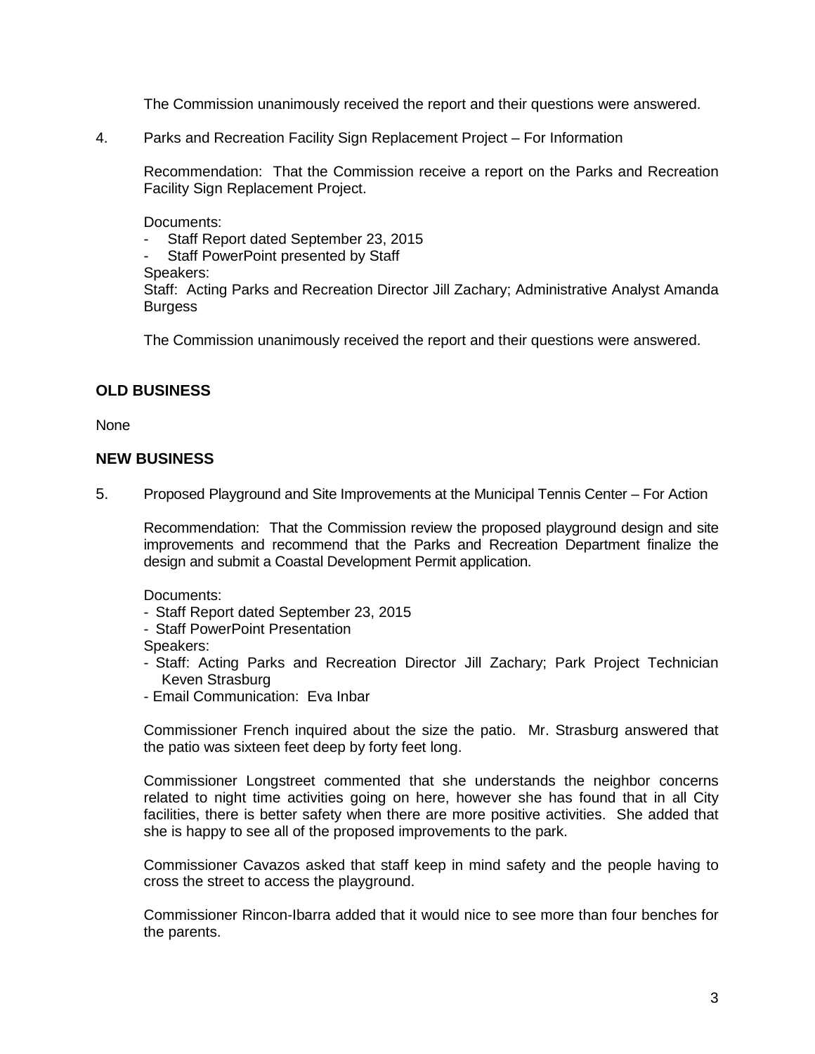The Commission unanimously received the report and their questions were answered.

4. Parks and Recreation Facility Sign Replacement Project – For Information

   Recommendation: That the Commission receive a report on the Parks and Recreation Facility Sign Replacement Project.

   Documents:
   - Staff Report dated September 23, 2015
   - Staff PowerPoint presented by Staff

   Speakers:
   Staff: Acting Parks and Recreation Director Jill Zachary; Administrative Analyst Amanda Burgess

   The Commission unanimously received the report and their questions were answered.

## OLD BUSINESS

None

## NEW BUSINESS

5. Proposed Playground and Site Improvements at the Municipal Tennis Center – For Action

   Recommendation: That the Commission review the proposed playground design and site improvements and recommend that the Parks and Recreation Department finalize the design and submit a Coastal Development Permit application.

   Documents:
   - Staff Report dated September 23, 2015
   - Staff PowerPoint Presentation

   Speakers:
   - Staff: Acting Parks and Recreation Director Jill Zachary; Park Project Technician Keven Strasburg
   - Email Communication: Eva Inbar

   Commissioner French inquired about the size the patio. Mr. Strasburg answered that the patio was sixteen feet deep by forty feet long.

   Commissioner Longstreet commented that she understands the neighbor concerns related to night time activities going on here, however she has found that in all City facilities, there is better safety when there are more positive activities. She added that she is happy to see all of the proposed improvements to the park.

   Commissioner Cavazos asked that staff keep in mind safety and the people having to cross the street to access the playground.

   Commissioner Rincon-Ibarra added that it would nice to see more than four benches for the parents.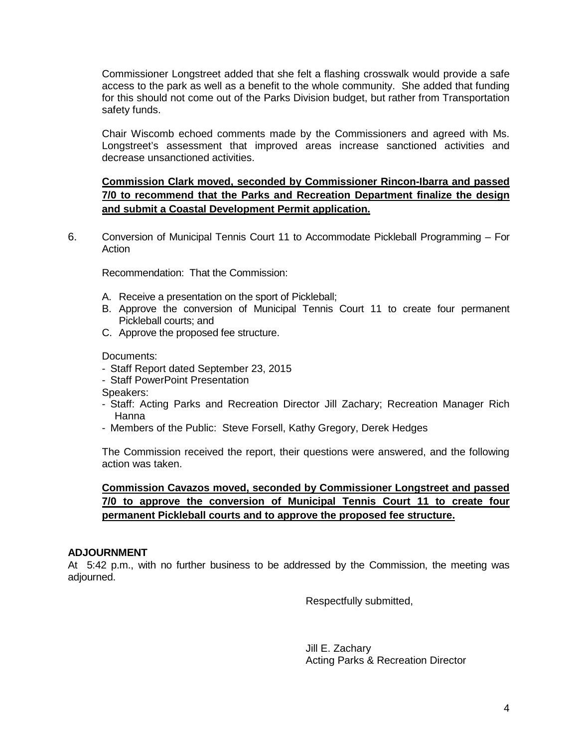Commissioner Longstreet added that she felt a flashing crosswalk would provide a safe access to the park as well as a benefit to the whole community. She added that funding for this should not come out of the Parks Division budget, but rather from Transportation safety funds.

Chair Wiscomb echoed comments made by the Commissioners and agreed with Ms. Longstreet's assessment that improved areas increase sanctioned activities and decrease unsanctioned activities.

**Commission Clark moved, seconded by Commissioner Rincon-Ibarra and passed 7/0 to recommend that the Parks and Recreation Department finalize the design and submit a Coastal Development Permit application.**

6. Conversion of Municipal Tennis Court 11 to Accommodate Pickleball Programming – For Action

   Recommendation: That the Commission:

   A. Receive a presentation on the sport of Pickleball;
   B. Approve the conversion of Municipal Tennis Court 11 to create four permanent Pickleball courts; and
   C. Approve the proposed fee structure.

   Documents:
   - Staff Report dated September 23, 2015
   - Staff PowerPoint Presentation

   Speakers:
   - Staff: Acting Parks and Recreation Director Jill Zachary; Recreation Manager Rich Hanna
   - Members of the Public: Steve Forsell, Kathy Gregory, Derek Hedges

   The Commission received the report, their questions were answered, and the following action was taken.

   **Commission Cavazos moved, seconded by Commissioner Longstreet and passed 7/0 to approve the conversion of Municipal Tennis Court 11 to create four permanent Pickleball courts and to approve the proposed fee structure.**

## ADJOURNMENT

At 5:42 p.m., with no further business to be addressed by the Commission, the meeting was adjourned.

Respectfully submitted,

Jill E. Zachary
Acting Parks & Recreation Director